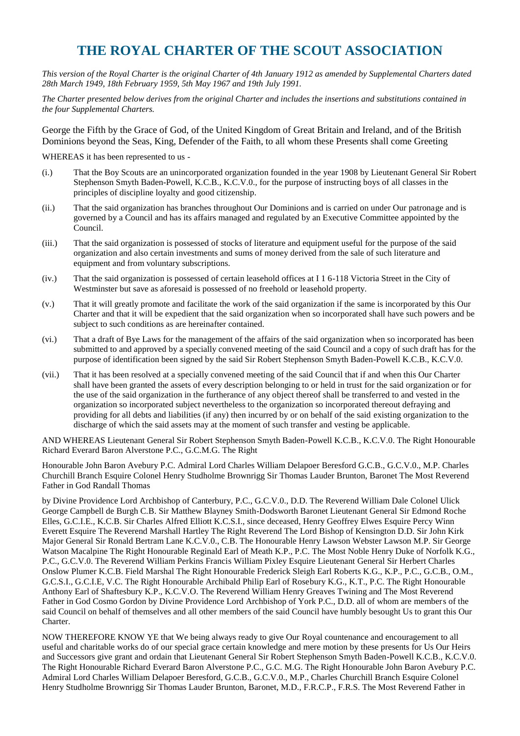# THE ROYAL CHARTER OF THE SCOUT ASSOCIATION

*This version of the Royal Charter is the original Charter of 4th January 1912 as amended by Supplemental Charters dated 28th March 1949, 18th February 1959, 5th May 1967 and 19th July 1991.*

*The Charter presented below derives from the original Charter and includes the insertions and substitutions contained in the four Supplemental Charters.*

George the Fifth by the Grace of God, of the United Kingdom of Great Britain and Ireland, and of the British Dominions beyond the Seas, King, Defender of the Faith, to all whom these Presents shall come Greeting

WHEREAS it has been represented to us -

(i.) That the Boy Scouts are an unincorporated organization founded in the year 1908 by Lieutenant General Sir Robert Stephenson Smyth Baden-Powell, K.C.B., K.C.V.0., for the purpose of instructing boys of all classes in the principles of discipline loyalty and good citizenship.

(ii.) That the said organization has branches throughout Our Dominions and is carried on under Our patronage and is governed by a Council and has its affairs managed and regulated by an Executive Committee appointed by the Council.

(iii.) That the said organization is possessed of stocks of literature and equipment useful for the purpose of the said organization and also certain investments and sums of money derived from the sale of such literature and equipment and from voluntary subscriptions.

(iv.) That the said organization is possessed of certain leasehold offices at I 1 6-118 Victoria Street in the City of Westminster but save as aforesaid is possessed of no freehold or leasehold property.

(v.) That it will greatly promote and facilitate the work of the said organization if the same is incorporated by this Our Charter and that it will be expedient that the said organization when so incorporated shall have such powers and be subject to such conditions as are hereinafter contained.

(vi.) That a draft of Bye Laws for the management of the affairs of the said organization when so incorporated has been submitted to and approved by a specially convened meeting of the said Council and a copy of such draft has for the purpose of identification been signed by the said Sir Robert Stephenson Smyth Baden-Powell K.C.B., K.C.V.0.

(vii.) That it has been resolved at a specially convened meeting of the said Council that if and when this Our Charter shall have been granted the assets of every description belonging to or held in trust for the said organization or for the use of the said organization in the furtherance of any object thereof shall be transferred to and vested in the organization so incorporated subject nevertheless to the organization so incorporated thereout defraying and providing for all debts and liabilities (if any) then incurred by or on behalf of the said existing organization to the discharge of which the said assets may at the moment of such transfer and vesting be applicable.

AND WHEREAS Lieutenant General Sir Robert Stephenson Smyth Baden-Powell K.C.B., K.C.V.0. The Right Honourable Richard Everard Baron Alverstone P.C., G.C.M.G. The Right

Honourable John Baron Avebury P.C. Admiral Lord Charles William Delapoer Beresford G.C.B., G.C.V.0., M.P. Charles Churchill Branch Esquire Colonel Henry Studholme Brownrigg Sir Thomas Lauder Brunton, Baronet The Most Reverend Father in God Randall Thomas

by Divine Providence Lord Archbishop of Canterbury, P.C., G.C.V.0., D.D. The Reverend William Dale Colonel Ulick George Campbell de Burgh C.B. Sir Matthew Blayney Smith-Dodsworth Baronet Lieutenant General Sir Edmond Roche Elles, G.C.I.E., K.C.B. Sir Charles Alfred Elliott K.C.S.I., since deceased, Henry Geoffrey Elwes Esquire Percy Winn Everett Esquire The Reverend Marshall Hartley The Right Reverend The Lord Bishop of Kensington D.D. Sir John Kirk Major General Sir Ronald Bertram Lane K.C.V.0., C.B. The Honourable Henry Lawson Webster Lawson M.P. Sir George Watson Macalpine The Right Honourable Reginald Earl of Meath K.P., P.C. The Most Noble Henry Duke of Norfolk K.G., P.C., G.C.V.0. The Reverend William Perkins Francis William Pixley Esquire Lieutenant General Sir Herbert Charles Onslow Plumer K.C.B. Field Marshal The Right Honourable Frederick Sleigh Earl Roberts K.G., K.P., P.C., G.C.B., O.M., G.C.S.I., G.C.I.E, V.C. The Right Honourable Archibald Philip Earl of Rosebury K.G., K.T., P.C. The Right Honourable Anthony Earl of Shaftesbury K.P., K.C.V.O. The Reverend William Henry Greaves Twining and The Most Reverend Father in God Cosmo Gordon by Divine Providence Lord Archbishop of York P.C., D.D. all of whom are members of the said Council on behalf of themselves and all other members of the said Council have humbly besought Us to grant this Our Charter.

NOW THEREFORE KNOW YE that We being always ready to give Our Royal countenance and encouragement to all useful and charitable works do of our special grace certain knowledge and mere motion by these presents for Us Our Heirs and Successors give grant and ordain that Lieutenant General Sir Robert Stephenson Smyth Baden-Powell K.C.B., K.C.V.0. The Right Honourable Richard Everard Baron Alverstone P.C., G.C. M.G. The Right Honourable John Baron Avebury P.C. Admiral Lord Charles William Delapoer Beresford, G.C.B., G.C.V.0., M.P., Charles Churchill Branch Esquire Colonel Henry Studholme Brownrigg Sir Thomas Lauder Brunton, Baronet, M.D., F.R.C.P., F.R.S. The Most Reverend Father in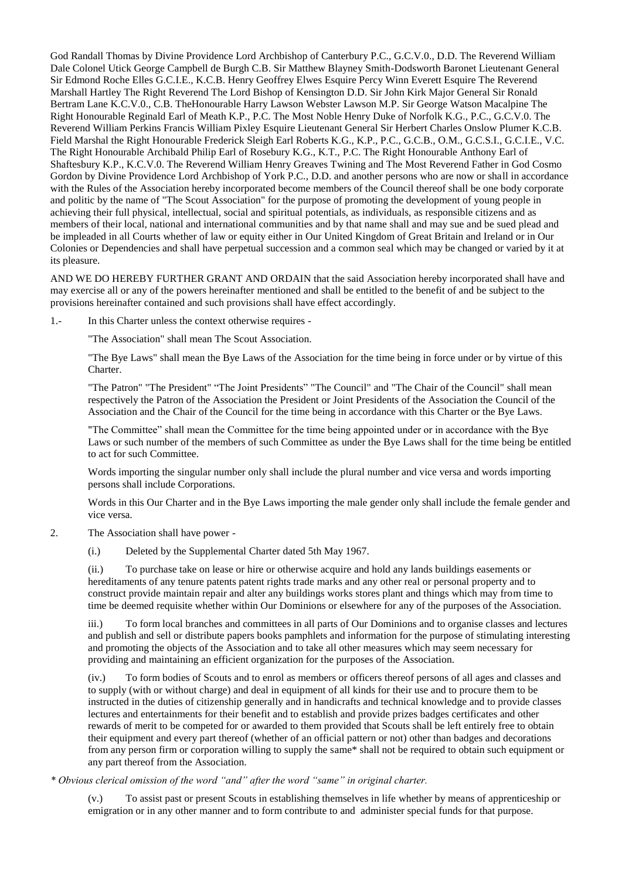God Randall Thomas by Divine Providence Lord Archbishop of Canterbury P.C., G.C.V.0., D.D. The Reverend William Dale Colonel Utick George Campbell de Burgh C.B. Sir Matthew Blayney Smith-Dodsworth Baronet Lieutenant General Sir Edmond Roche Elles G.C.I.E., K.C.B. Henry Geoffrey Elwes Esquire Percy Winn Everett Esquire The Reverend Marshall Hartley The Right Reverend The Lord Bishop of Kensington D.D. Sir John Kirk Major General Sir Ronald Bertram Lane K.C.V.0., C.B. TheHonourable Harry Lawson Webster Lawson M.P. Sir George Watson Macalpine The Right Honourable Reginald Earl of Meath K.P., P.C. The Most Noble Henry Duke of Norfolk K.G., P.C., G.C.V.0. The Reverend William Perkins Francis William Pixley Esquire Lieutenant General Sir Herbert Charles Onslow Plumer K.C.B. Field Marshal the Right Honourable Frederick Sleigh Earl Roberts K.G., K.P., P.C., G.C.B., O.M., G.C.S.I., G.C.I.E., V.C. The Right Honourable Archibald Philip Earl of Rosebury K.G., K.T., P.C. The Right Honourable Anthony Earl of Shaftesbury K.P., K.C.V.0. The Reverend William Henry Greaves Twining and The Most Reverend Father in God Cosmo Gordon by Divine Providence Lord Archbishop of York P.C., D.D. and another persons who are now or shall in accordance with the Rules of the Association hereby incorporated become members of the Council thereof shall be one body corporate and politic by the name of "The Scout Association" for the purpose of promoting the development of young people in achieving their full physical, intellectual, social and spiritual potentials, as individuals, as responsible citizens and as members of their local, national and international communities and by that name shall and may sue and be sued plead and be impleaded in all Courts whether of law or equity either in Our United Kingdom of Great Britain and Ireland or in Our Colonies or Dependencies and shall have perpetual succession and a common seal which may be changed or varied by it at its pleasure.

AND WE DO HEREBY FURTHER GRANT AND ORDAIN that the said Association hereby incorporated shall have and may exercise all or any of the powers hereinafter mentioned and shall be entitled to the benefit of and be subject to the provisions hereinafter contained and such provisions shall have effect accordingly.

1.- In this Charter unless the context otherwise requires -

"The Association" shall mean The Scout Association.

"The Bye Laws" shall mean the Bye Laws of the Association for the time being in force under or by virtue of this Charter.

"The Patron" "The President" "The Joint Presidents" "The Council" and "The Chair of the Council" shall mean respectively the Patron of the Association the President or Joint Presidents of the Association the Council of the Association and the Chair of the Council for the time being in accordance with this Charter or the Bye Laws.

"The Committee" shall mean the Committee for the time being appointed under or in accordance with the Bye Laws or such number of the members of such Committee as under the Bye Laws shall for the time being be entitled to act for such Committee.

Words importing the singular number only shall include the plural number and vice versa and words importing persons shall include Corporations.

Words in this Our Charter and in the Bye Laws importing the male gender only shall include the female gender and vice versa.

2. The Association shall have power -

(i.) Deleted by the Supplemental Charter dated 5th May 1967.

(ii.) To purchase take on lease or hire or otherwise acquire and hold any lands buildings easements or hereditaments of any tenure patents patent rights trade marks and any other real or personal property and to construct provide maintain repair and alter any buildings works stores plant and things which may from time to time be deemed requisite whether within Our Dominions or elsewhere for any of the purposes of the Association.

iii.) To form local branches and committees in all parts of Our Dominions and to organise classes and lectures and publish and sell or distribute papers books pamphlets and information for the purpose of stimulating interesting and promoting the objects of the Association and to take all other measures which may seem necessary for providing and maintaining an efficient organization for the purposes of the Association.

(iv.) To form bodies of Scouts and to enrol as members or officers thereof persons of all ages and classes and to supply (with or without charge) and deal in equipment of all kinds for their use and to procure them to be instructed in the duties of citizenship generally and in handicrafts and technical knowledge and to provide classes lectures and entertainments for their benefit and to establish and provide prizes badges certificates and other rewards of merit to be competed for or awarded to them provided that Scouts shall be left entirely free to obtain their equipment and every part thereof (whether of an official pattern or not) other than badges and decorations from any person firm or corporation willing to supply the same* shall not be required to obtain such equipment or any part thereof from the Association.

*\* Obvious clerical omission of the word "and" after the word "same" in original charter.*

(v.) To assist past or present Scouts in establishing themselves in life whether by means of apprenticeship or emigration or in any other manner and to form contribute to and administer special funds for that purpose.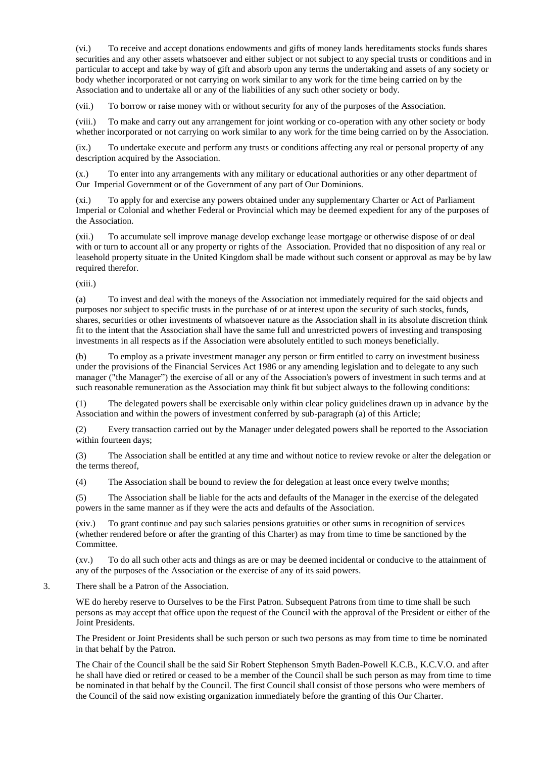(vi.) To receive and accept donations endowments and gifts of money lands hereditaments stocks funds shares securities and any other assets whatsoever and either subject or not subject to any special trusts or conditions and in particular to accept and take by way of gift and absorb upon any terms the undertaking and assets of any society or body whether incorporated or not carrying on work similar to any work for the time being carried on by the Association and to undertake all or any of the liabilities of any such other society or body.

(vii.) To borrow or raise money with or without security for any of the purposes of the Association.

(viii.) To make and carry out any arrangement for joint working or co-operation with any other society or body whether incorporated or not carrying on work similar to any work for the time being carried on by the Association.

(ix.) To undertake execute and perform any trusts or conditions affecting any real or personal property of any description acquired by the Association.

(x.) To enter into any arrangements with any military or educational authorities or any other department of Our Imperial Government or of the Government of any part of Our Dominions.

(xi.) To apply for and exercise any powers obtained under any supplementary Charter or Act of Parliament Imperial or Colonial and whether Federal or Provincial which may be deemed expedient for any of the purposes of the Association.

(xii.) To accumulate sell improve manage develop exchange lease mortgage or otherwise dispose of or deal with or turn to account all or any property or rights of the Association. Provided that no disposition of any real or leasehold property situate in the United Kingdom shall be made without such consent or approval as may be by law required therefor.

(xiii.)

(a) To invest and deal with the moneys of the Association not immediately required for the said objects and purposes nor subject to specific trusts in the purchase of or at interest upon the security of such stocks, funds, shares, securities or other investments of whatsoever nature as the Association shall in its absolute discretion think fit to the intent that the Association shall have the same full and unrestricted powers of investing and transposing investments in all respects as if the Association were absolutely entitled to such moneys beneficially.

(b) To employ as a private investment manager any person or firm entitled to carry on investment business under the provisions of the Financial Services Act 1986 or any amending legislation and to delegate to any such manager ("the Manager") the exercise of all or any of the Association's powers of investment in such terms and at such reasonable remuneration as the Association may think fit but subject always to the following conditions:

(1) The delegated powers shall be exercisable only within clear policy guidelines drawn up in advance by the Association and within the powers of investment conferred by sub-paragraph (a) of this Article;

(2) Every transaction carried out by the Manager under delegated powers shall be reported to the Association within fourteen days;

(3) The Association shall be entitled at any time and without notice to review revoke or alter the delegation or the terms thereof,

(4) The Association shall be bound to review the for delegation at least once every twelve months;

(5) The Association shall be liable for the acts and defaults of the Manager in the exercise of the delegated powers in the same manner as if they were the acts and defaults of the Association.

(xiv.) To grant continue and pay such salaries pensions gratuities or other sums in recognition of services (whether rendered before or after the granting of this Charter) as may from time to time be sanctioned by the Committee.

(xv.) To do all such other acts and things as are or may be deemed incidental or conducive to the attainment of any of the purposes of the Association or the exercise of any of its said powers.

3. There shall be a Patron of the Association.

WE do hereby reserve to Ourselves to be the First Patron. Subsequent Patrons from time to time shall be such persons as may accept that office upon the request of the Council with the approval of the President or either of the Joint Presidents.

The President or Joint Presidents shall be such person or such two persons as may from time to time be nominated in that behalf by the Patron.

The Chair of the Council shall be the said Sir Robert Stephenson Smyth Baden-Powell K.C.B., K.C.V.O. and after he shall have died or retired or ceased to be a member of the Council shall be such person as may from time to time be nominated in that behalf by the Council. The first Council shall consist of those persons who were members of the Council of the said now existing organization immediately before the granting of this Our Charter.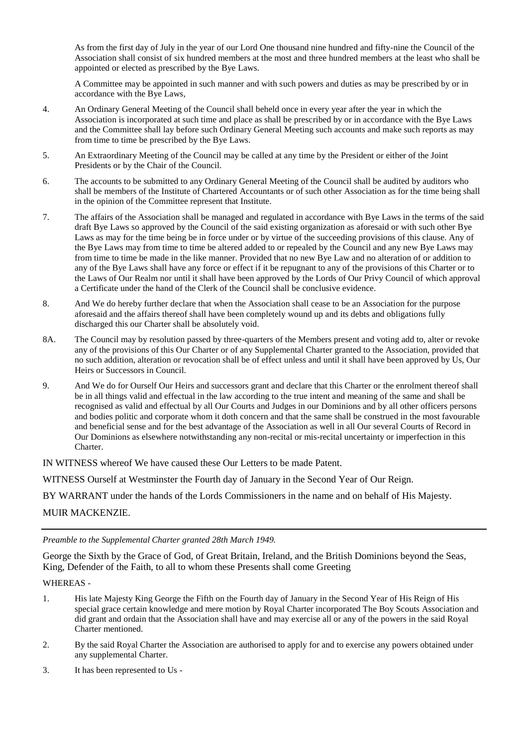As from the first day of July in the year of our Lord One thousand nine hundred and fifty-nine the Council of the Association shall consist of six hundred members at the most and three hundred members at the least who shall be appointed or elected as prescribed by the Bye Laws.

A Committee may be appointed in such manner and with such powers and duties as may be prescribed by or in accordance with the Bye Laws,

4. An Ordinary General Meeting of the Council shall beheld once in every year after the year in which the Association is incorporated at such time and place as shall be prescribed by or in accordance with the Bye Laws and the Committee shall lay before such Ordinary General Meeting such accounts and make such reports as may from time to time be prescribed by the Bye Laws.

5. An Extraordinary Meeting of the Council may be called at any time by the President or either of the Joint Presidents or by the Chair of the Council.

6. The accounts to be submitted to any Ordinary General Meeting of the Council shall be audited by auditors who shall be members of the Institute of Chartered Accountants or of such other Association as for the time being shall in the opinion of the Committee represent that Institute.

7. The affairs of the Association shall be managed and regulated in accordance with Bye Laws in the terms of the said draft Bye Laws so approved by the Council of the said existing organization as aforesaid or with such other Bye Laws as may for the time being be in force under or by virtue of the succeeding provisions of this clause. Any of the Bye Laws may from time to time be altered added to or repealed by the Council and any new Bye Laws may from time to time be made in the like manner. Provided that no new Bye Law and no alteration of or addition to any of the Bye Laws shall have any force or effect if it be repugnant to any of the provisions of this Charter or to the Laws of Our Realm nor until it shall have been approved by the Lords of Our Privy Council of which approval a Certificate under the hand of the Clerk of the Council shall be conclusive evidence.

8. And We do hereby further declare that when the Association shall cease to be an Association for the purpose aforesaid and the affairs thereof shall have been completely wound up and its debts and obligations fully discharged this our Charter shall be absolutely void.

8A. The Council may by resolution passed by three-quarters of the Members present and voting add to, alter or revoke any of the provisions of this Our Charter or of any Supplemental Charter granted to the Association, provided that no such addition, alteration or revocation shall be of effect unless and until it shall have been approved by Us, Our Heirs or Successors in Council.

9. And We do for Ourself Our Heirs and successors grant and declare that this Charter or the enrolment thereof shall be in all things valid and effectual in the law according to the true intent and meaning of the same and shall be recognised as valid and effectual by all Our Courts and Judges in our Dominions and by all other officers persons and bodies politic and corporate whom it doth concern and that the same shall be construed in the most favourable and beneficial sense and for the best advantage of the Association as well in all Our several Courts of Record in Our Dominions as elsewhere notwithstanding any non-recital or mis-recital uncertainty or imperfection in this Charter.

IN WITNESS whereof We have caused these Our Letters to be made Patent.

WITNESS Ourself at Westminster the Fourth day of January in the Second Year of Our Reign.

BY WARRANT under the hands of the Lords Commissioners in the name and on behalf of His Majesty.

MUIR MACKENZIE.

---

*Preamble to the Supplemental Charter granted 28th March 1949.*

George the Sixth by the Grace of God, of Great Britain, Ireland, and the British Dominions beyond the Seas, King, Defender of the Faith, to all to whom these Presents shall come Greeting

WHEREAS -

1. His late Majesty King George the Fifth on the Fourth day of January in the Second Year of His Reign of His special grace certain knowledge and mere motion by Royal Charter incorporated The Boy Scouts Association and did grant and ordain that the Association shall have and may exercise all or any of the powers in the said Royal Charter mentioned.

2. By the said Royal Charter the Association are authorised to apply for and to exercise any powers obtained under any supplemental Charter.

3. It has been represented to Us -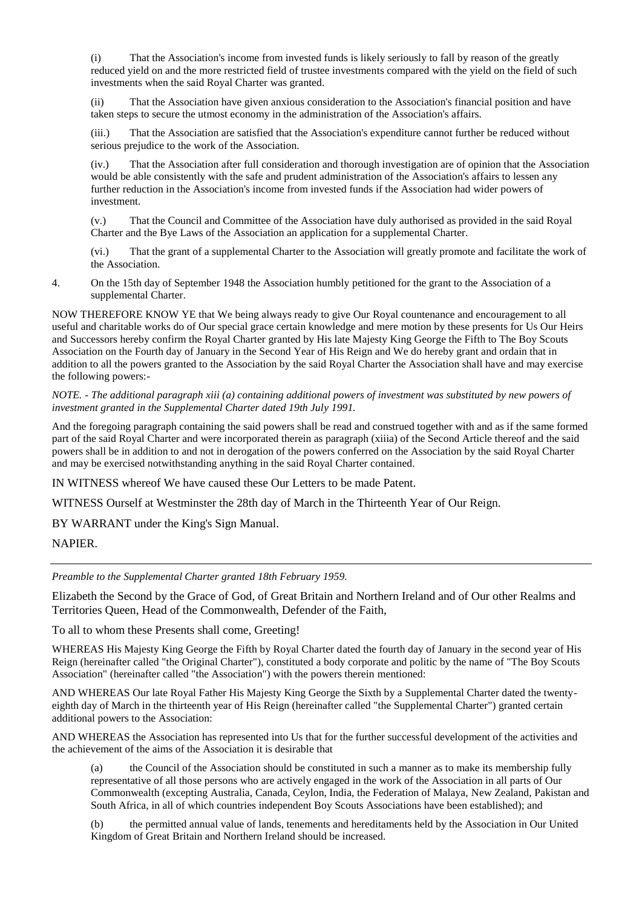(i) That the Association's income from invested funds is likely seriously to fall by reason of the greatly reduced yield on and the more restricted field of trustee investments compared with the yield on the field of such investments when the said Royal Charter was granted.

(ii) That the Association have given anxious consideration to the Association's financial position and have taken steps to secure the utmost economy in the administration of the Association's affairs.

(iii.) That the Association are satisfied that the Association's expenditure cannot further be reduced without serious prejudice to the work of the Association.

(iv.) That the Association after full consideration and thorough investigation are of opinion that the Association would be able consistently with the safe and prudent administration of the Association's affairs to lessen any further reduction in the Association's income from invested funds if the Association had wider powers of investment.

(v.) That the Council and Committee of the Association have duly authorised as provided in the said Royal Charter and the Bye Laws of the Association an application for a supplemental Charter.

(vi.) That the grant of a supplemental Charter to the Association will greatly promote and facilitate the work of the Association.

4. On the 15th day of September 1948 the Association humbly petitioned for the grant to the Association of a supplemental Charter.

NOW THEREFORE KNOW YE that We being always ready to give Our Royal countenance and encouragement to all useful and charitable works do of Our special grace certain knowledge and mere motion by these presents for Us Our Heirs and Successors hereby confirm the Royal Charter granted by His late Majesty King George the Fifth to The Boy Scouts Association on the Fourth day of January in the Second Year of His Reign and We do hereby grant and ordain that in addition to all the powers granted to the Association by the said Royal Charter the Association shall have and may exercise the following powers:-

*NOTE. - The additional paragraph xiii (a) containing additional powers of investment was substituted by new powers of investment granted in the Supplemental Charter dated 19th July 1991.*

And the foregoing paragraph containing the said powers shall be read and construed together with and as if the same formed part of the said Royal Charter and were incorporated therein as paragraph (xiiia) of the Second Article thereof and the said powers shall be in addition to and not in derogation of the powers conferred on the Association by the said Royal Charter and may be exercised notwithstanding anything in the said Royal Charter contained.

IN WITNESS whereof We have caused these Our Letters to be made Patent.

WITNESS Ourself at Westminster the 28th day of March in the Thirteenth Year of Our Reign.

BY WARRANT under the King's Sign Manual.

NAPIER.

---

*Preamble to the Supplemental Charter granted 18th February 1959.*

Elizabeth the Second by the Grace of God, of Great Britain and Northern Ireland and of Our other Realms and Territories Queen, Head of the Commonwealth, Defender of the Faith,

To all to whom these Presents shall come, Greeting!

WHEREAS His Majesty King George the Fifth by Royal Charter dated the fourth day of January in the second year of His Reign (hereinafter called "the Original Charter"), constituted a body corporate and politic by the name of "The Boy Scouts Association" (hereinafter called "the Association") with the powers therein mentioned:

AND WHEREAS Our late Royal Father His Majesty King George the Sixth by a Supplemental Charter dated the twenty-eighth day of March in the thirteenth year of His Reign (hereinafter called "the Supplemental Charter") granted certain additional powers to the Association:

AND WHEREAS the Association has represented into Us that for the further successful development of the activities and the achievement of the aims of the Association it is desirable that

(a) the Council of the Association should be constituted in such a manner as to make its membership fully representative of all those persons who are actively engaged in the work of the Association in all parts of Our Commonwealth (excepting Australia, Canada, Ceylon, India, the Federation of Malaya, New Zealand, Pakistan and South Africa, in all of which countries independent Boy Scouts Associations have been established); and

(b) the permitted annual value of lands, tenements and hereditaments held by the Association in Our United Kingdom of Great Britain and Northern Ireland should be increased.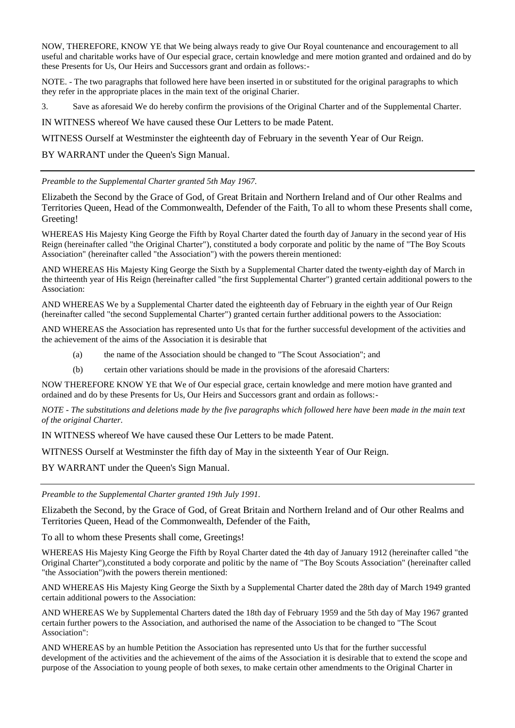NOW, THEREFORE, KNOW YE that We being always ready to give Our Royal countenance and encouragement to all useful and charitable works have of Our especial grace, certain knowledge and mere motion granted and ordained and do by these Presents for Us, Our Heirs and Successors grant and ordain as follows:-

NOTE. - The two paragraphs that followed here have been inserted in or substituted for the original paragraphs to which they refer in the appropriate places in the main text of the original Charier.

3. Save as aforesaid We do hereby confirm the provisions of the Original Charter and of the Supplemental Charter.

IN WITNESS whereof We have caused these Our Letters to be made Patent.

WITNESS Ourself at Westminster the eighteenth day of February in the seventh Year of Our Reign.

BY WARRANT under the Queen's Sign Manual.

---

*Preamble to the Supplemental Charter granted 5th May 1967.*

Elizabeth the Second by the Grace of God, of Great Britain and Northern Ireland and of Our other Realms and Territories Queen, Head of the Commonwealth, Defender of the Faith, To all to whom these Presents shall come, Greeting!

WHEREAS His Majesty King George the Fifth by Royal Charter dated the fourth day of January in the second year of His Reign (hereinafter called "the Original Charter"), constituted a body corporate and politic by the name of "The Boy Scouts Association" (hereinafter called "the Association") with the powers therein mentioned:

AND WHEREAS His Majesty King George the Sixth by a Supplemental Charter dated the twenty-eighth day of March in the thirteenth year of His Reign (hereinafter called "the first Supplemental Charter") granted certain additional powers to the Association:

AND WHEREAS We by a Supplemental Charter dated the eighteenth day of February in the eighth year of Our Reign (hereinafter called "the second Supplemental Charter") granted certain further additional powers to the Association:

AND WHEREAS the Association has represented unto Us that for the further successful development of the activities and the achievement of the aims of the Association it is desirable that

(a) the name of the Association should be changed to "The Scout Association"; and

(b) certain other variations should be made in the provisions of the aforesaid Charters:

NOW THEREFORE KNOW YE that We of Our especial grace, certain knowledge and mere motion have granted and ordained and do by these Presents for Us, Our Heirs and Successors grant and ordain as follows:-

*NOTE - The substitutions and deletions made by the five paragraphs which followed here have been made in the main text of the original Charter.*

IN WITNESS whereof We have caused these Our Letters to be made Patent.

WITNESS Ourself at Westminster the fifth day of May in the sixteenth Year of Our Reign.

BY WARRANT under the Queen's Sign Manual.

---

*Preamble to the Supplemental Charter granted 19th July 1991.*

Elizabeth the Second, by the Grace of God, of Great Britain and Northern Ireland and of Our other Realms and Territories Queen, Head of the Commonwealth, Defender of the Faith,

To all to whom these Presents shall come, Greetings!

WHEREAS His Majesty King George the Fifth by Royal Charter dated the 4th day of January 1912 (hereinafter called "the Original Charter"),constituted a body corporate and politic by the name of "The Boy Scouts Association" (hereinafter called "the Association")with the powers therein mentioned:

AND WHEREAS His Majesty King George the Sixth by a Supplemental Charter dated the 28th day of March 1949 granted certain additional powers to the Association:

AND WHEREAS We by Supplemental Charters dated the 18th day of February 1959 and the 5th day of May 1967 granted certain further powers to the Association, and authorised the name of the Association to be changed to "The Scout Association":

AND WHEREAS by an humble Petition the Association has represented unto Us that for the further successful development of the activities and the achievement of the aims of the Association it is desirable that to extend the scope and purpose of the Association to young people of both sexes, to make certain other amendments to the Original Charter in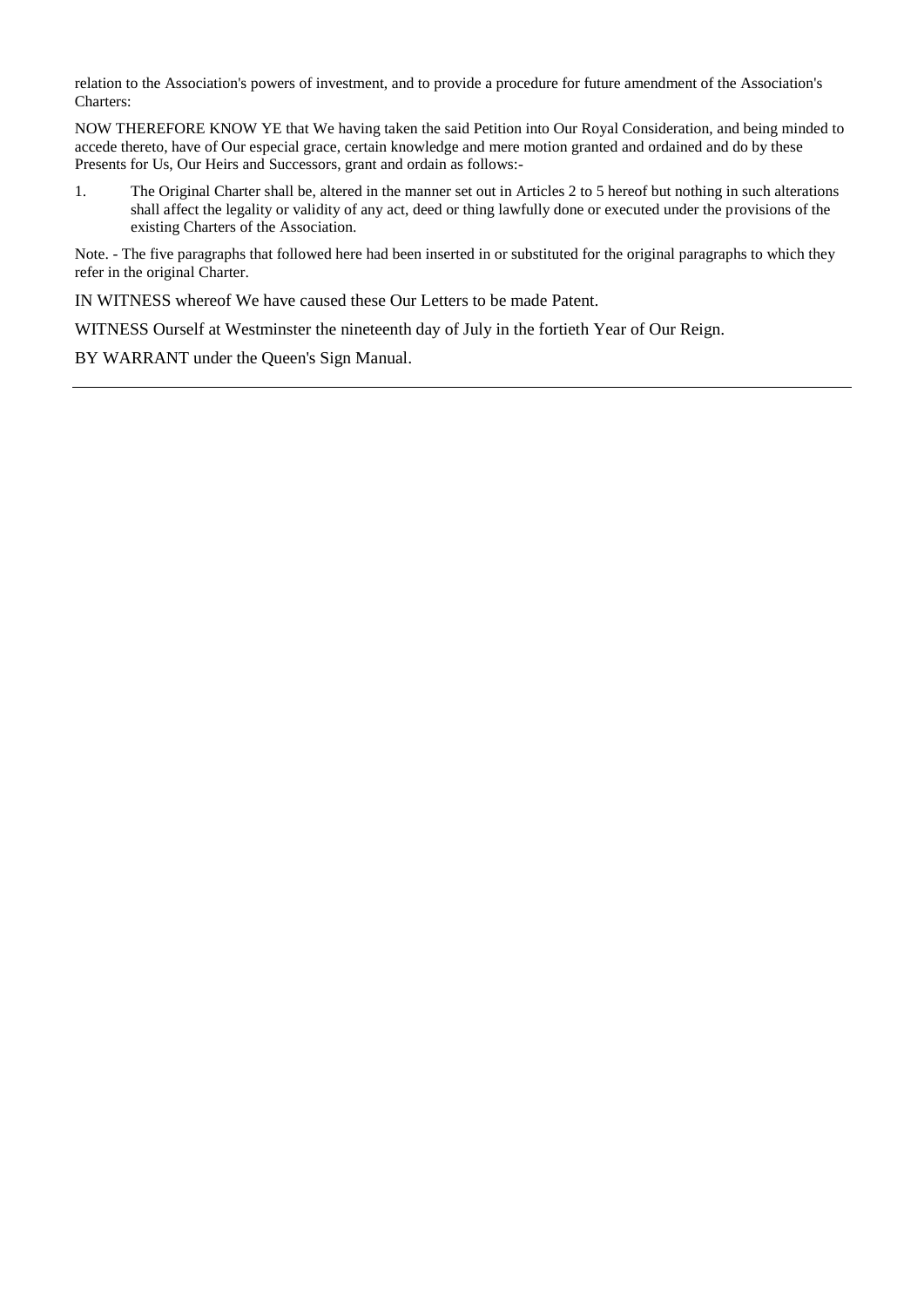relation to the Association's powers of investment, and to provide a procedure for future amendment of the Association's Charters:

NOW THEREFORE KNOW YE that We having taken the said Petition into Our Royal Consideration, and being minded to accede thereto, have of Our especial grace, certain knowledge and mere motion granted and ordained and do by these Presents for Us, Our Heirs and Successors, grant and ordain as follows:-

1. The Original Charter shall be, altered in the manner set out in Articles 2 to 5 hereof but nothing in such alterations shall affect the legality or validity of any act, deed or thing lawfully done or executed under the provisions of the existing Charters of the Association.

Note. - The five paragraphs that followed here had been inserted in or substituted for the original paragraphs to which they refer in the original Charter.

IN WITNESS whereof We have caused these Our Letters to be made Patent.

WITNESS Ourself at Westminster the nineteenth day of July in the fortieth Year of Our Reign.

BY WARRANT under the Queen's Sign Manual.